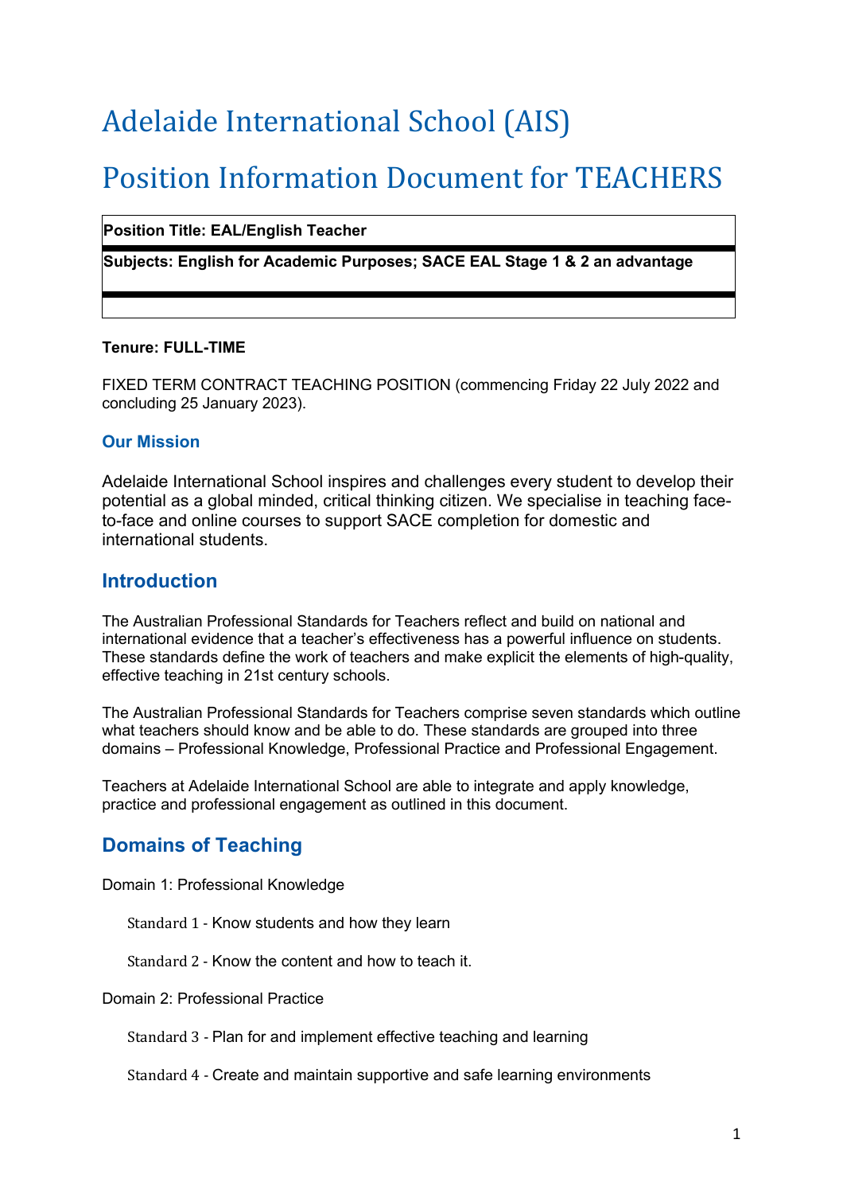# Adelaide International School (AIS)

# Position Information Document for TEACHERS

**Position Title: EAL/English Teacher**

**Subjects: English for Academic Purposes; SACE EAL Stage 1 & 2 an advantage**

**Tenure: FULL-TIME**

FIXED TERM CONTRACT TEACHING POSITION (commencing Friday 22 July 2022 and concluding 25 January 2023).

### Our Mission

Adelaide International School inspires and challenges every student to develop their potential as a global minded, critical thinking citizen. We specialise in teaching face-to-face and online courses to support SACE completion for domestic and international students.

## Introduction

The Australian Professional Standards for Teachers reflect and build on national and international evidence that a teacher's effectiveness has a powerful influence on students. These standards define the work of teachers and make explicit the elements of high-quality, effective teaching in 21st century schools.

The Australian Professional Standards for Teachers comprise seven standards which outline what teachers should know and be able to do. These standards are grouped into three domains – Professional Knowledge, Professional Practice and Professional Engagement.

Teachers at Adelaide International School are able to integrate and apply knowledge, practice and professional engagement as outlined in this document.

## Domains of Teaching

Domain 1: Professional Knowledge

- Standard 1 - Know students and how they learn
- Standard 2 - Know the content and how to teach it.

Domain 2: Professional Practice

- Standard 3 - Plan for and implement effective teaching and learning
- Standard 4 - Create and maintain supportive and safe learning environments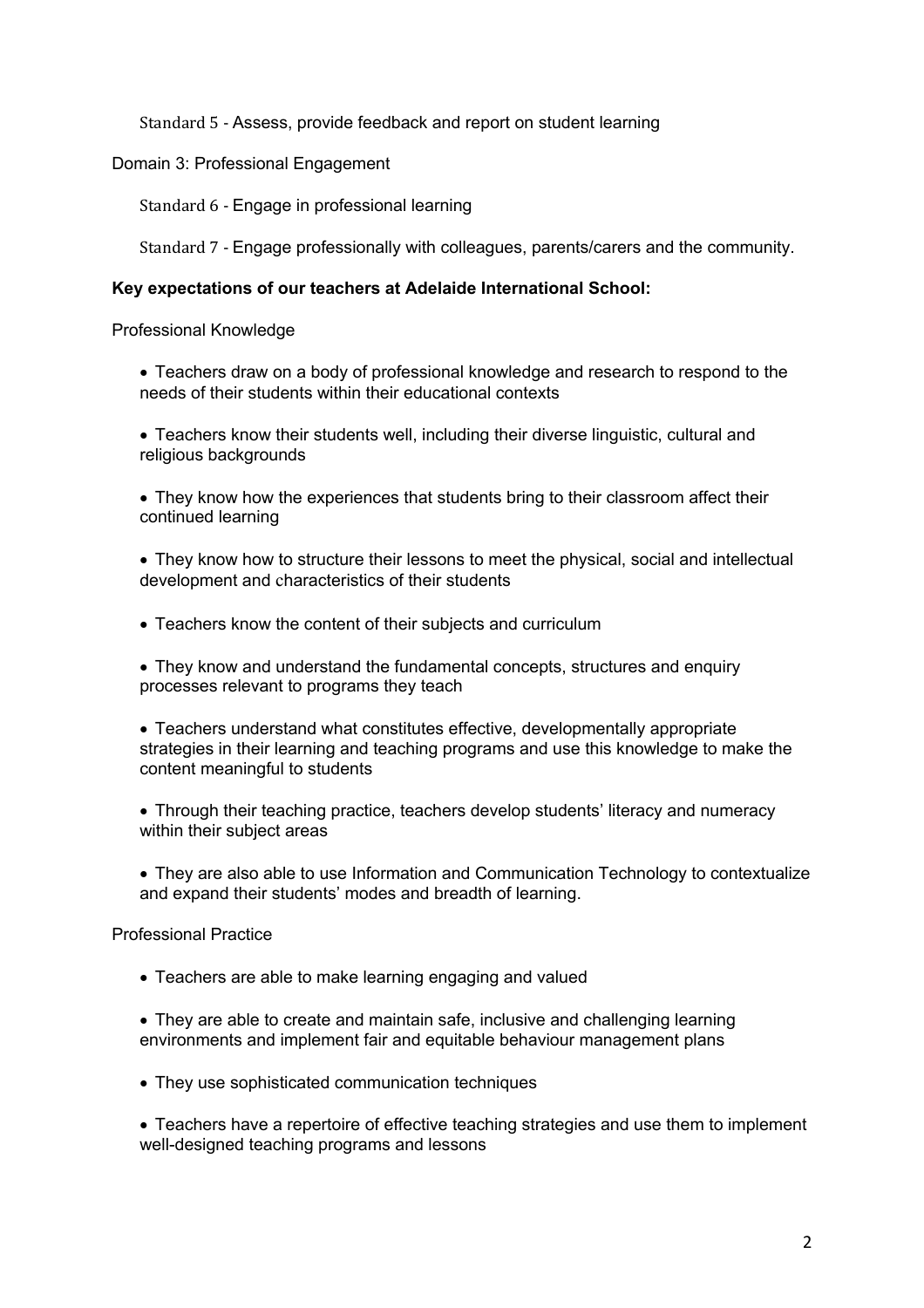Standard 5 - Assess, provide feedback and report on student learning

Domain 3: Professional Engagement

Standard 6 - Engage in professional learning

Standard 7 - Engage professionally with colleagues, parents/carers and the community.

**Key expectations of our teachers at Adelaide International School:**

Professional Knowledge

- Teachers draw on a body of professional knowledge and research to respond to the needs of their students within their educational contexts
- Teachers know their students well, including their diverse linguistic, cultural and religious backgrounds
- They know how the experiences that students bring to their classroom affect their continued learning
- They know how to structure their lessons to meet the physical, social and intellectual development and characteristics of their students
- Teachers know the content of their subjects and curriculum
- They know and understand the fundamental concepts, structures and enquiry processes relevant to programs they teach
- Teachers understand what constitutes effective, developmentally appropriate strategies in their learning and teaching programs and use this knowledge to make the content meaningful to students
- Through their teaching practice, teachers develop students' literacy and numeracy within their subject areas
- They are also able to use Information and Communication Technology to contextualize and expand their students' modes and breadth of learning.

Professional Practice

- Teachers are able to make learning engaging and valued
- They are able to create and maintain safe, inclusive and challenging learning environments and implement fair and equitable behaviour management plans
- They use sophisticated communication techniques
- Teachers have a repertoire of effective teaching strategies and use them to implement well-designed teaching programs and lessons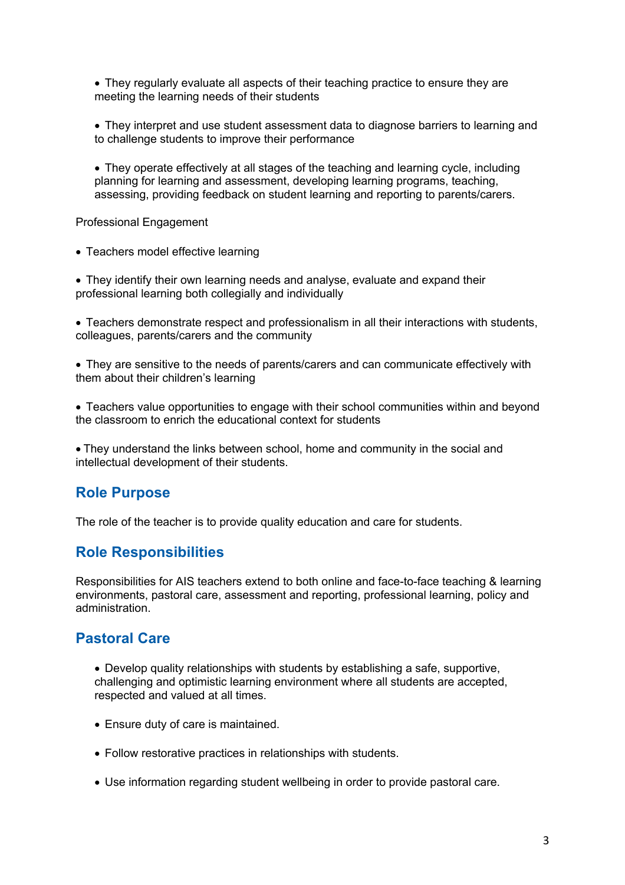- They regularly evaluate all aspects of their teaching practice to ensure they are meeting the learning needs of their students

- They interpret and use student assessment data to diagnose barriers to learning and to challenge students to improve their performance

- They operate effectively at all stages of the teaching and learning cycle, including planning for learning and assessment, developing learning programs, teaching, assessing, providing feedback on student learning and reporting to parents/carers.

Professional Engagement

- Teachers model effective learning

- They identify their own learning needs and analyse, evaluate and expand their professional learning both collegially and individually

- Teachers demonstrate respect and professionalism in all their interactions with students, colleagues, parents/carers and the community

- They are sensitive to the needs of parents/carers and can communicate effectively with them about their children's learning

- Teachers value opportunities to engage with their school communities within and beyond the classroom to enrich the educational context for students

- They understand the links between school, home and community in the social and intellectual development of their students.

## Role Purpose

The role of the teacher is to provide quality education and care for students.

## Role Responsibilities

Responsibilities for AIS teachers extend to both online and face-to-face teaching & learning environments, pastoral care, assessment and reporting, professional learning, policy and administration.

## Pastoral Care

- Develop quality relationships with students by establishing a safe, supportive, challenging and optimistic learning environment where all students are accepted, respected and valued at all times.

- Ensure duty of care is maintained.

- Follow restorative practices in relationships with students.

- Use information regarding student wellbeing in order to provide pastoral care.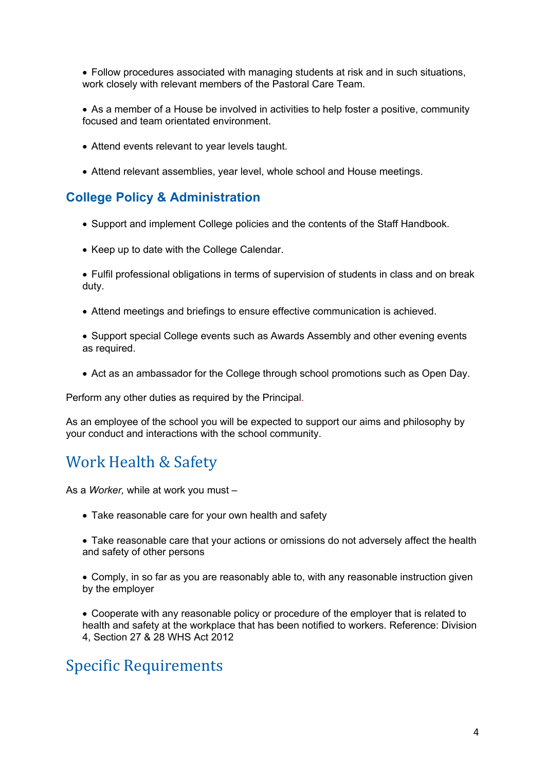- Follow procedures associated with managing students at risk and in such situations, work closely with relevant members of the Pastoral Care Team.

- As a member of a House be involved in activities to help foster a positive, community focused and team orientated environment.

- Attend events relevant to year levels taught.

- Attend relevant assemblies, year level, whole school and House meetings.

## College Policy & Administration

- Support and implement College policies and the contents of the Staff Handbook.

- Keep up to date with the College Calendar.

- Fulfil professional obligations in terms of supervision of students in class and on break duty.

- Attend meetings and briefings to ensure effective communication is achieved.

- Support special College events such as Awards Assembly and other evening events as required.

- Act as an ambassador for the College through school promotions such as Open Day.

Perform any other duties as required by the Principal.

As an employee of the school you will be expected to support our aims and philosophy by your conduct and interactions with the school community.

## Work Health & Safety

As a *Worker,* while at work you must –

- Take reasonable care for your own health and safety

- Take reasonable care that your actions or omissions do not adversely affect the health and safety of other persons

- Comply, in so far as you are reasonably able to, with any reasonable instruction given by the employer

- Cooperate with any reasonable policy or procedure of the employer that is related to health and safety at the workplace that has been notified to workers. Reference: Division 4, Section 27 & 28 WHS Act 2012

## Specific Requirements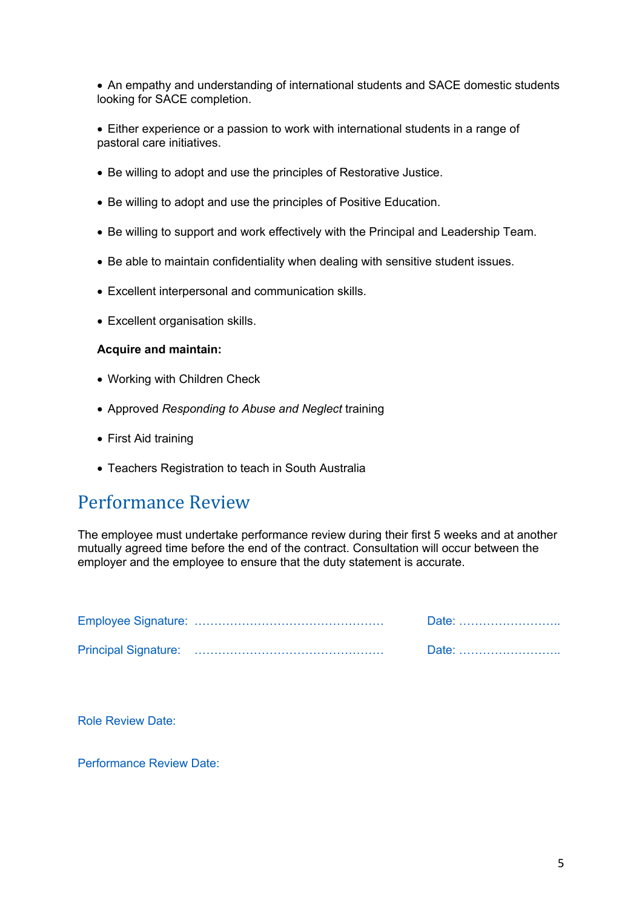- An empathy and understanding of international students and SACE domestic students looking for SACE completion.
- Either experience or a passion to work with international students in a range of pastoral care initiatives.
- Be willing to adopt and use the principles of Restorative Justice.
- Be willing to adopt and use the principles of Positive Education.
- Be willing to support and work effectively with the Principal and Leadership Team.
- Be able to maintain confidentiality when dealing with sensitive student issues.
- Excellent interpersonal and communication skills.
- Excellent organisation skills.

**Acquire and maintain:**

- Working with Children Check
- Approved *Responding to Abuse and Neglect* training
- First Aid training
- Teachers Registration to teach in South Australia

# Performance Review

The employee must undertake performance review during their first 5 weeks and at another mutually agreed time before the end of the contract. Consultation will occur between the employer and the employee to ensure that the duty statement is accurate.

Employee Signature: ………………………………………… Date: ……………………..

Principal Signature: ………………………………………… Date: ……………………..

Role Review Date:

Performance Review Date: